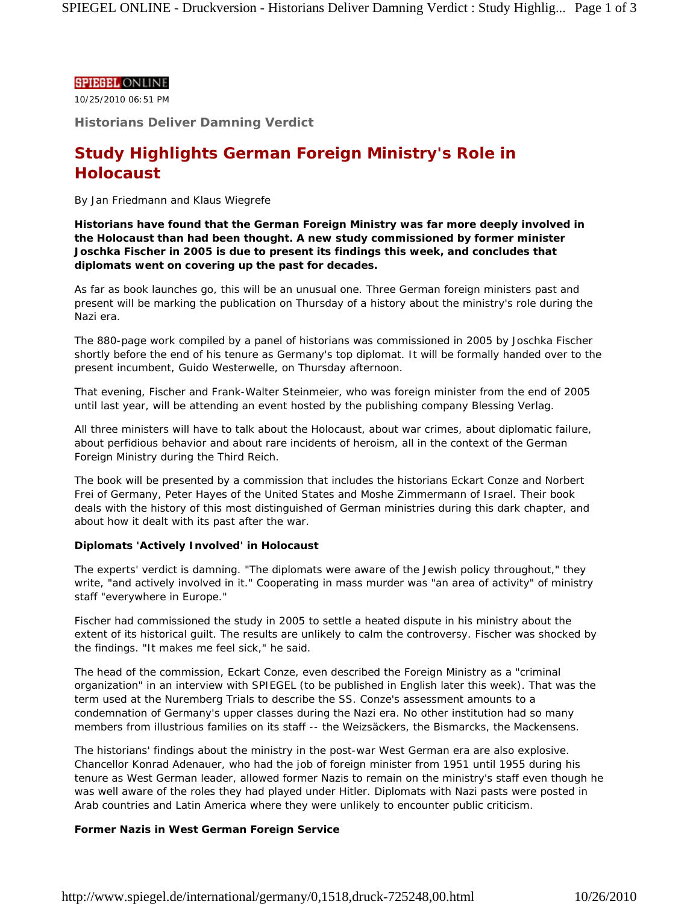SPIEGEL ONLINE

10/25/2010 06:51 PM

**Historians Deliver Damning Verdict**

# Study Highlights German Foreign Ministry's Role in Holocaust

By Jan Friedmann and Klaus Wiegrefe

**Historians have found that the German Foreign Ministry was far more deeply involved in the Holocaust than had been thought. A new study commissioned by former minister Joschka Fischer in 2005 is due to present its findings this week, and concludes that diplomats went on covering up the past for decades.**

As far as book launches go, this will be an unusual one. Three German foreign ministers past and present will be marking the publication on Thursday of a history about the ministry's role during the Nazi era.

The 880-page work compiled by a panel of historians was commissioned in 2005 by Joschka Fischer shortly before the end of his tenure as Germany's top diplomat. It will be formally handed over to the present incumbent, Guido Westerwelle, on Thursday afternoon.

That evening, Fischer and Frank-Walter Steinmeier, who was foreign minister from the end of 2005 until last year, will be attending an event hosted by the publishing company Blessing Verlag.

All three ministers will have to talk about the Holocaust, about war crimes, about diplomatic failure, about perfidious behavior and about rare incidents of heroism, all in the context of the German Foreign Ministry during the Third Reich.

The book will be presented by a commission that includes the historians Eckart Conze and Norbert Frei of Germany, Peter Hayes of the United States and Moshe Zimmermann of Israel. Their book deals with the history of this most distinguished of German ministries during this dark chapter, and about how it dealt with its past after the war.

**Diplomats 'Actively Involved' in Holocaust**

The experts' verdict is damning. "The diplomats were aware of the Jewish policy throughout," they write, "and actively involved in it." Cooperating in mass murder was "an area of activity" of ministry staff "everywhere in Europe."

Fischer had commissioned the study in 2005 to settle a heated dispute in his ministry about the extent of its historical guilt. The results are unlikely to calm the controversy. Fischer was shocked by the findings. "It makes me feel sick," he said.

The head of the commission, Eckart Conze, even described the Foreign Ministry as a "criminal organization" in an interview with SPIEGEL (to be published in English later this week). That was the term used at the Nuremberg Trials to describe the SS. Conze's assessment amounts to a condemnation of Germany's upper classes during the Nazi era. No other institution had so many members from illustrious families on its staff -- the Weizsäckers, the Bismarcks, the Mackensens.

The historians' findings about the ministry in the post-war West German era are also explosive. Chancellor Konrad Adenauer, who had the job of foreign minister from 1951 until 1955 during his tenure as West German leader, allowed former Nazis to remain on the ministry's staff even though he was well aware of the roles they had played under Hitler. Diplomats with Nazi pasts were posted in Arab countries and Latin America where they were unlikely to encounter public criticism.

**Former Nazis in West German Foreign Service**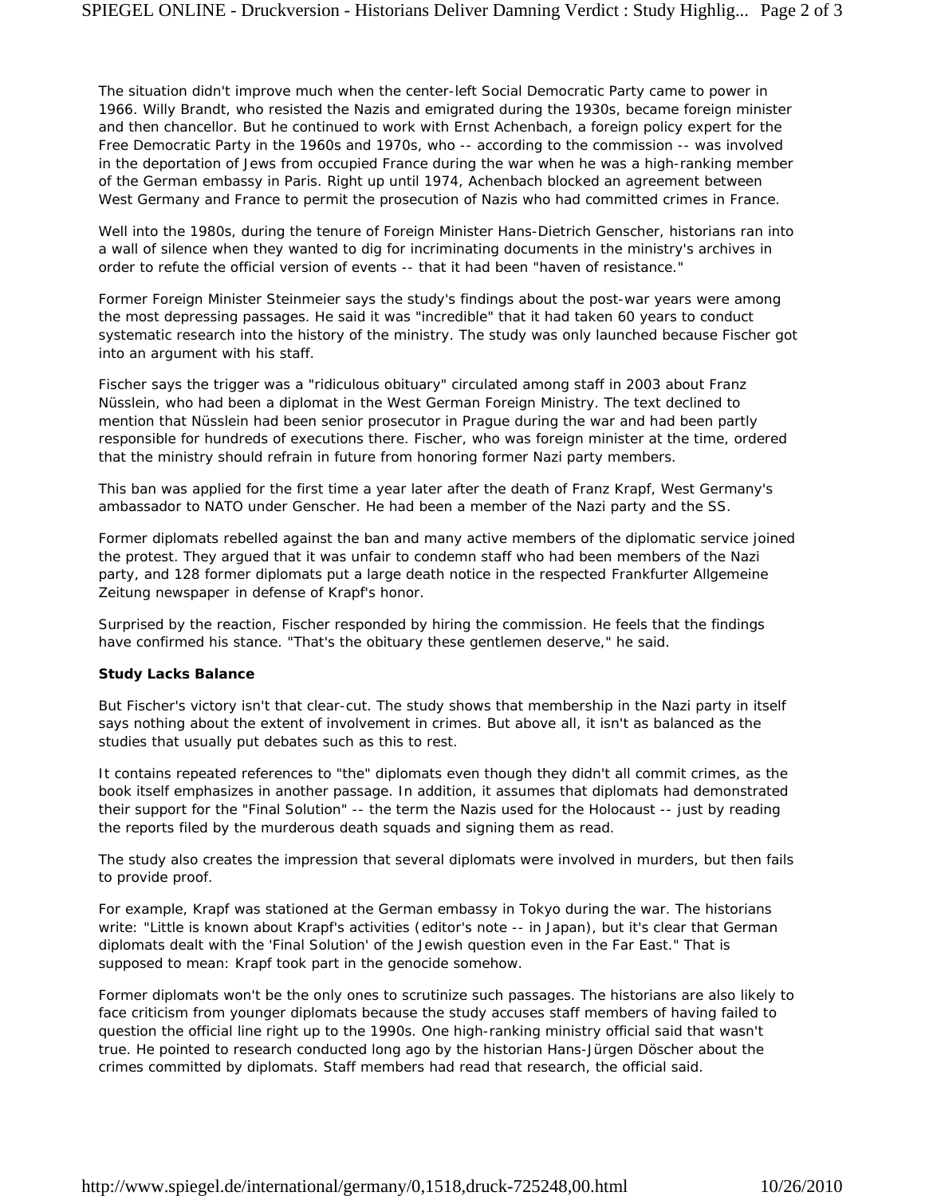The situation didn't improve much when the center-left Social Democratic Party came to power in 1966. Willy Brandt, who resisted the Nazis and emigrated during the 1930s, became foreign minister and then chancellor. But he continued to work with Ernst Achenbach, a foreign policy expert for the Free Democratic Party in the 1960s and 1970s, who -- according to the commission -- was involved in the deportation of Jews from occupied France during the war when he was a high-ranking member of the German embassy in Paris. Right up until 1974, Achenbach blocked an agreement between West Germany and France to permit the prosecution of Nazis who had committed crimes in France.

Well into the 1980s, during the tenure of Foreign Minister Hans-Dietrich Genscher, historians ran into a wall of silence when they wanted to dig for incriminating documents in the ministry's archives in order to refute the official version of events -- that it had been "haven of resistance."

Former Foreign Minister Steinmeier says the study's findings about the post-war years were among the most depressing passages. He said it was "incredible" that it had taken 60 years to conduct systematic research into the history of the ministry. The study was only launched because Fischer got into an argument with his staff.

Fischer says the trigger was a "ridiculous obituary" circulated among staff in 2003 about Franz Nüsslein, who had been a diplomat in the West German Foreign Ministry. The text declined to mention that Nüsslein had been senior prosecutor in Prague during the war and had been partly responsible for hundreds of executions there. Fischer, who was foreign minister at the time, ordered that the ministry should refrain in future from honoring former Nazi party members.

This ban was applied for the first time a year later after the death of Franz Krapf, West Germany's ambassador to NATO under Genscher. He had been a member of the Nazi party and the SS.

Former diplomats rebelled against the ban and many active members of the diplomatic service joined the protest. They argued that it was unfair to condemn staff who had been members of the Nazi party, and 128 former diplomats put a large death notice in the respected Frankfurter Allgemeine Zeitung newspaper in defense of Krapf's honor.

Surprised by the reaction, Fischer responded by hiring the commission. He feels that the findings have confirmed his stance. "That's the obituary these gentlemen deserve," he said.

**Study Lacks Balance**

But Fischer's victory isn't that clear-cut. The study shows that membership in the Nazi party in itself says nothing about the extent of involvement in crimes. But above all, it isn't as balanced as the studies that usually put debates such as this to rest.

It contains repeated references to "the" diplomats even though they didn't all commit crimes, as the book itself emphasizes in another passage. In addition, it assumes that diplomats had demonstrated their support for the "Final Solution" -- the term the Nazis used for the Holocaust -- just by reading the reports filed by the murderous death squads and signing them as read.

The study also creates the impression that several diplomats were involved in murders, but then fails to provide proof.

For example, Krapf was stationed at the German embassy in Tokyo during the war. The historians write: "Little is known about Krapf's activities (editor's note -- in Japan), but it's clear that German diplomats dealt with the 'Final Solution' of the Jewish question even in the Far East." That is supposed to mean: Krapf took part in the genocide somehow.

Former diplomats won't be the only ones to scrutinize such passages. The historians are also likely to face criticism from younger diplomats because the study accuses staff members of having failed to question the official line right up to the 1990s. One high-ranking ministry official said that wasn't true. He pointed to research conducted long ago by the historian Hans-Jürgen Döscher about the crimes committed by diplomats. Staff members had read that research, the official said.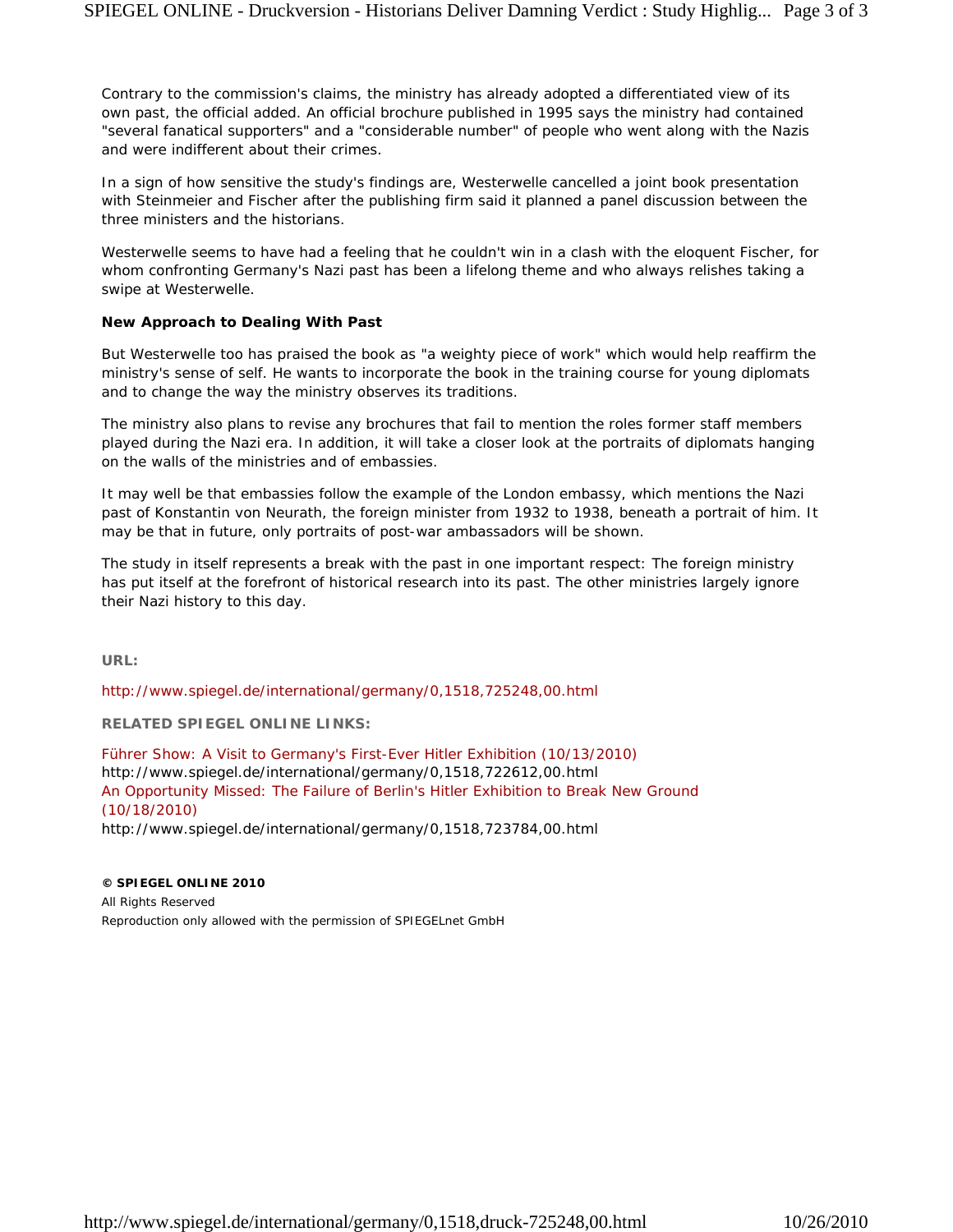Contrary to the commission's claims, the ministry has already adopted a differentiated view of its own past, the official added. An official brochure published in 1995 says the ministry had contained "several fanatical supporters" and a "considerable number" of people who went along with the Nazis and were indifferent about their crimes.

In a sign of how sensitive the study's findings are, Westerwelle cancelled a joint book presentation with Steinmeier and Fischer after the publishing firm said it planned a panel discussion between the three ministers and the historians.

Westerwelle seems to have had a feeling that he couldn't win in a clash with the eloquent Fischer, for whom confronting Germany's Nazi past has been a lifelong theme and who always relishes taking a swipe at Westerwelle.

**New Approach to Dealing With Past**

But Westerwelle too has praised the book as "a weighty piece of work" which would help reaffirm the ministry's sense of self. He wants to incorporate the book in the training course for young diplomats and to change the way the ministry observes its traditions.

The ministry also plans to revise any brochures that fail to mention the roles former staff members played during the Nazi era. In addition, it will take a closer look at the portraits of diplomats hanging on the walls of the ministries and of embassies.

It may well be that embassies follow the example of the London embassy, which mentions the Nazi past of Konstantin von Neurath, the foreign minister from 1932 to 1938, beneath a portrait of him. It may be that in future, only portraits of post-war ambassadors will be shown.

The study in itself represents a break with the past in one important respect: The foreign ministry has put itself at the forefront of historical research into its past. The other ministries largely ignore their Nazi history to this day.

**URL:**

http://www.spiegel.de/international/germany/0,1518,725248,00.html

**RELATED SPIEGEL ONLINE LINKS:**

Führer Show: A Visit to Germany's First-Ever Hitler Exhibition (10/13/2010)
http://www.spiegel.de/international/germany/0,1518,722612,00.html
An Opportunity Missed: The Failure of Berlin's Hitler Exhibition to Break New Ground (10/18/2010)
http://www.spiegel.de/international/germany/0,1518,723784,00.html

**© SPIEGEL ONLINE 2010**
All Rights Reserved
Reproduction only allowed with the permission of SPIEGELnet GmbH